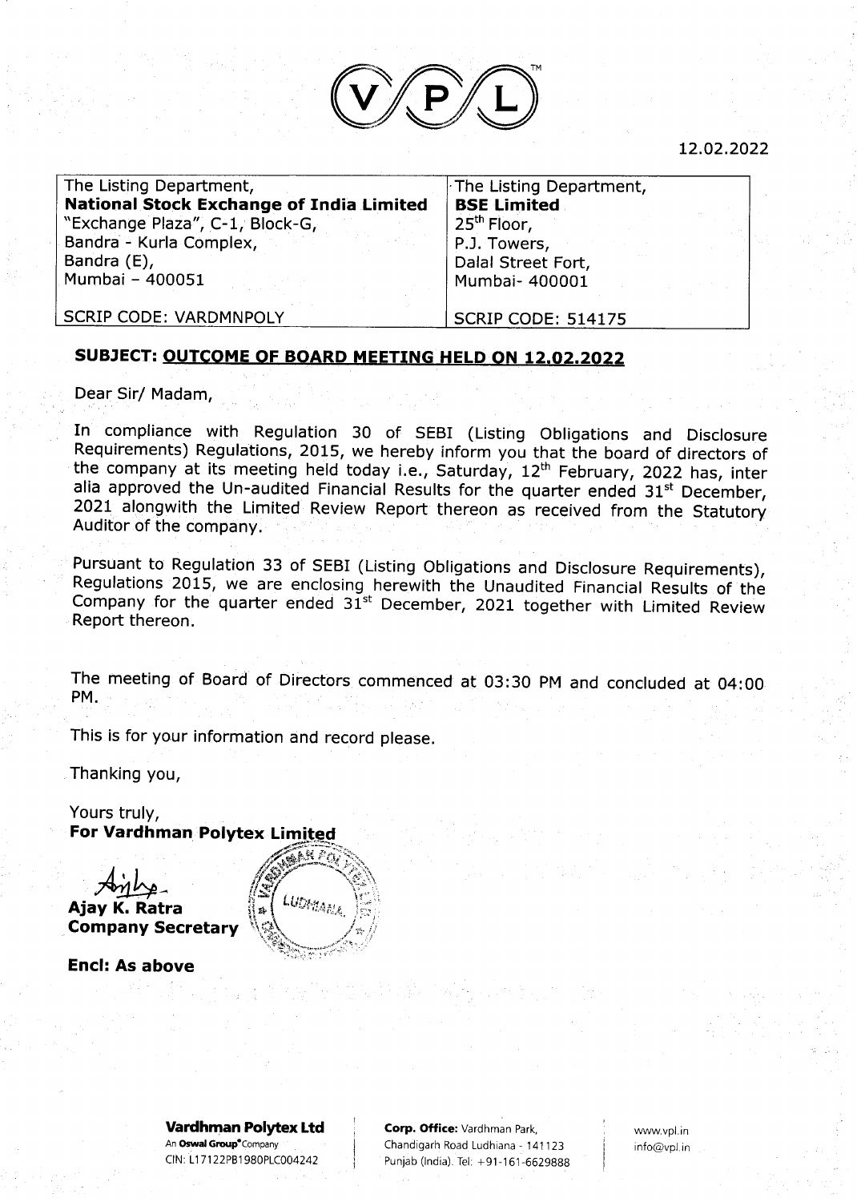12.02.2022

| The Listing Department, | The Listing Department, |
|---|---|
| **National Stock Exchange of India Limited** | **BSE Limited** |
| "Exchange Plaza", C-1, Block-G, | 25th Floor, |
| Bandra - Kurla Complex, | P.J. Towers, |
| Bandra (E), | Dalal Street Fort, |
| Mumbai – 400051 | Mumbai- 400001 |
| SCRIP CODE: VARDMNPOLY | SCRIP CODE: 514175 |

**SUBJECT: OUTCOME OF BOARD MEETING HELD ON 12.02.2022**

Dear Sir/ Madam,

In compliance with Regulation 30 of SEBI (Listing Obligations and Disclosure Requirements) Regulations, 2015, we hereby inform you that the board of directors of the company at its meeting held today i.e., Saturday, 12th February, 2022 has, inter alia approved the Un-audited Financial Results for the quarter ended 31st December, 2021 alongwith the Limited Review Report thereon as received from the Statutory Auditor of the company.

Pursuant to Regulation 33 of SEBI (Listing Obligations and Disclosure Requirements), Regulations 2015, we are enclosing herewith the Unaudited Financial Results of the Company for the quarter ended 31st December, 2021 together with Limited Review Report thereon.

The meeting of Board of Directors commenced at 03:30 PM and concluded at 04:00 PM.

This is for your information and record please.

Thanking you,

Yours truly,
**For Vardhman Polytex Limited**

**Ajay K. Ratra**
**Company Secretary**

**Encl: As above**

**Vardhman Polytex Ltd**
An Oswal Group Company
CIN: L17122PB1980PLC004242

**Corp. Office:** Vardhman Park, Chandigarh Road Ludhiana - 141123 Punjab (India). Tel: +91-161-6629888

www.vpl.in
info@vpl.in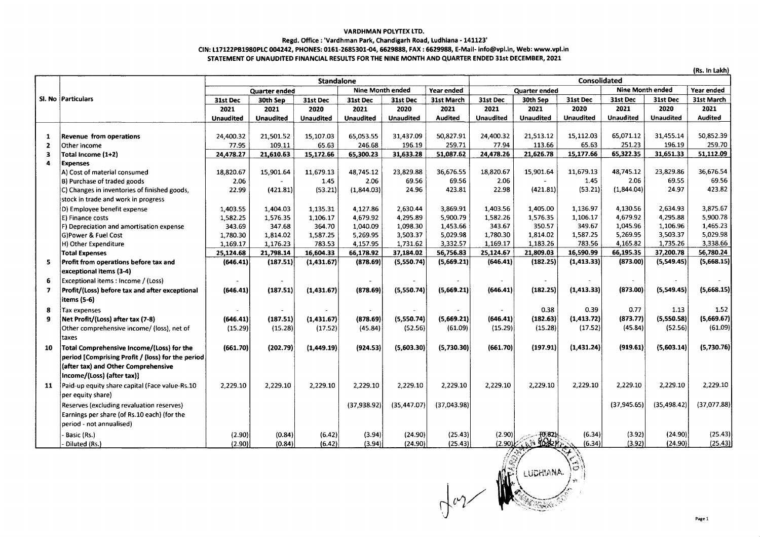**VARDHMAN POLYTEX LTD.**

**Regd. Office : 'Vardhman Park, Chandigarh Road, Ludhiana - 141123'**

**CIN: L17122PB1980PLC 004242, PHONES: 0161-2685301-04, 6629888, FAX : 6629988, E-Mail- info@vpl.in, Web: www.vpl.in**

**STATEMENT OF UNAUDITED FINANCIAL RESULTS FOR THE NINE MONTH AND QUARTER ENDED 31st DECEMBER, 2021**

(Rs. In Lakh)

| Sl. No | Particulars | Standalone | | | | | | Consolidated | | | | | |
|---|---|---|---|---|---|---|---|---|---|---|---|---|---|
| | | Quarter ended | | | Nine Month ended | | Year ended | Quarter ended | | | Nine Month ended | | Year ended |
| | | 31st Dec 2021 Unaudited | 30th Sep 2021 Unaudited | 31st Dec 2020 Unaudited | 31st Dec 2021 Unaudited | 31st Dec 2020 Unaudited | 31st March 2021 Audited | 31st Dec 2021 Unaudited | 30th Sep 2021 Unaudited | 31st Dec 2020 Unaudited | 31st Dec 2021 Unaudited | 31st Dec 2020 Unaudited | 31st March 2021 Audited |
| 1 | **Revenue from operations** | 24,400.32 | 21,501.52 | 15,107.03 | 65,053.55 | 31,437.09 | 50,827.91 | 24,400.32 | 21,513.12 | 15,112.03 | 65,071.12 | 31,455.14 | 50,852.39 |
| 2 | Other income | 77.95 | 109.11 | 65.63 | 246.68 | 196.19 | 259.71 | 77.94 | 113.66 | 65.63 | 251.23 | 196.19 | 259.70 |
| 3 | **Total Income (1+2)** | **24,478.27** | **21,610.63** | **15,172.66** | **65,300.23** | **31,633.28** | **51,087.62** | **24,478.26** | **21,626.78** | **15,177.66** | **65,322.35** | **31,651.33** | **51,112.09** |
| 4 | **Expenses** | | | | | | | | | | | | |
| | A) Cost of material consumed | 18,820.67 | 15,901.64 | 11,679.13 | 48,745.12 | 23,829.88 | 36,676.55 | 18,820.67 | 15,901.64 | 11,679.13 | 48,745.12 | 23,829.86 | 36,676.54 |
| | B) Purchase of traded goods | 2.06 | - | 1.45 | 2.06 | 69.56 | 69.56 | 2.06 | - | 1.45 | 2.06 | 69.55 | 69.56 |
| | C) Changes in inventories of finished goods, stock in trade and work in progress | 22.99 | (421.81) | (53.21) | (1,844.03) | 24.96 | 423.81 | 22.98 | (421.81) | (53.21) | (1,844.04) | 24.97 | 423.82 |
| | D) Employee benefit expense | 1,403.55 | 1,404.03 | 1,135.31 | 4,127.86 | 2,630.44 | 3,869.91 | 1,403.56 | 1,405.00 | 1,136.97 | 4,130.56 | 2,634.93 | 3,875.67 |
| | E) Finance costs | 1,582.25 | 1,576.35 | 1,106.17 | 4,679.92 | 4,295.89 | 5,900.79 | 1,582.26 | 1,576.35 | 1,106.17 | 4,679.92 | 4,295.88 | 5,900.78 |
| | F) Depreciation and amortisation expense | 343.69 | 347.68 | 364.70 | 1,040.09 | 1,098.30 | 1,453.66 | 343.67 | 350.57 | 349.67 | 1,045.96 | 1,106.96 | 1,465.23 |
| | G)Power & Fuel Cost | 1,780.30 | 1,814.02 | 1,587.25 | 5,269.95 | 3,503.37 | 5,029.98 | 1,780.30 | 1,814.02 | 1,587.25 | 5,269.95 | 3,503.37 | 5,029.98 |
| | H) Other Expenditure | 1,169.17 | 1,176.23 | 783.53 | 4,157.95 | 1,731.62 | 3,332.57 | 1,169.17 | 1,183.26 | 783.56 | 4,165.82 | 1,735.26 | 3,338.66 |
| | **Total Expenses** | **25,124.68** | **21,798.14** | **16,604.33** | **66,178.92** | **37,184.02** | **56,756.83** | **25,124.67** | **21,809.03** | **16,590.99** | **66,195.35** | **37,200.78** | **56,780.24** |
| 5 | **Profit from operations before tax and exceptional items (3-4)** | **(646.41)** | **(187.51)** | **(1,431.67)** | **(878.69)** | **(5,550.74)** | **(5,669.21)** | **(646.41)** | **(182.25)** | **(1,413.33)** | **(873.00)** | **(5,549.45)** | **(5,668.15)** |
| 6 | Exceptional items : Income / (Loss) | - | - | - | - | - | - | - | - | - | - | - | - |
| 7 | **Profit/(Loss) before tax and after exceptional items (5-6)** | **(646.41)** | **(187.51)** | **(1,431.67)** | **(878.69)** | **(5,550.74)** | **(5,669.21)** | **(646.41)** | **(182.25)** | **(1,413.33)** | **(873.00)** | **(5,549.45)** | **(5,668.15)** |
| 8 | Tax expenses | - | - | - | - | - | - | - | 0.38 | 0.39 | 0.77 | 1.13 | 1.52 |
| 9 | **Net Profit/(Loss) after tax (7-8)** | **(646.41)** | **(187.51)** | **(1,431.67)** | **(878.69)** | **(5,550.74)** | **(5,669.21)** | **(646.41)** | **(182.63)** | **(1,413.72)** | **(873.77)** | **(5,550.58)** | **(5,669.67)** |
| | Other comprehensive income/ (loss), net of taxes | (15.29) | (15.28) | (17.52) | (45.84) | (52.56) | (61.09) | (15.29) | (15.28) | (17.52) | (45.84) | (52.56) | (61.09) |
| 10 | **Total Comprehensive Income/(Loss) for the period [Comprising Profit / (loss) for the period (after tax) and Other Comprehensive Income/(Loss) (after tax)]** | **(661.70)** | **(202.79)** | **(1,449.19)** | **(924.53)** | **(5,603.30)** | **(5,730.30)** | **(661.70)** | **(197.91)** | **(1,431.24)** | **(919.61)** | **(5,603.14)** | **(5,730.76)** |
| 11 | Paid-up equity share capital (Face value-Rs.10 per equity share) | 2,229.10 | 2,229.10 | 2,229.10 | 2,229.10 | 2,229.10 | 2,229.10 | 2,229.10 | 2,229.10 | 2,229.10 | 2,229.10 | 2,229.10 | 2,229.10 |
| | Reserves (excluding revaluation reserves) | | | | (37,938.92) | (35,447.07) | (37,043.98) | | | | (37,945.65) | (35,498.42) | (37,077.88) |
| | Earnings per share (of Rs.10 each) (for the period - not annualised) | | | | | | | | | | | | |
| | - Basic (Rs.) | (2.90) | (0.84) | (6.42) | (3.94) | (24.90) | (25.43) | (2.90) | (0.82) | (6.34) | (3.92) | (24.90) | (25.43) |
| | - Diluted (Rs.) | (2.90) | (0.84) | (6.42) | (3.94) | (24.90) | (25.43) | (2.90) | (0.82) | (6.34) | (3.92) | (24.90) | (25.43) |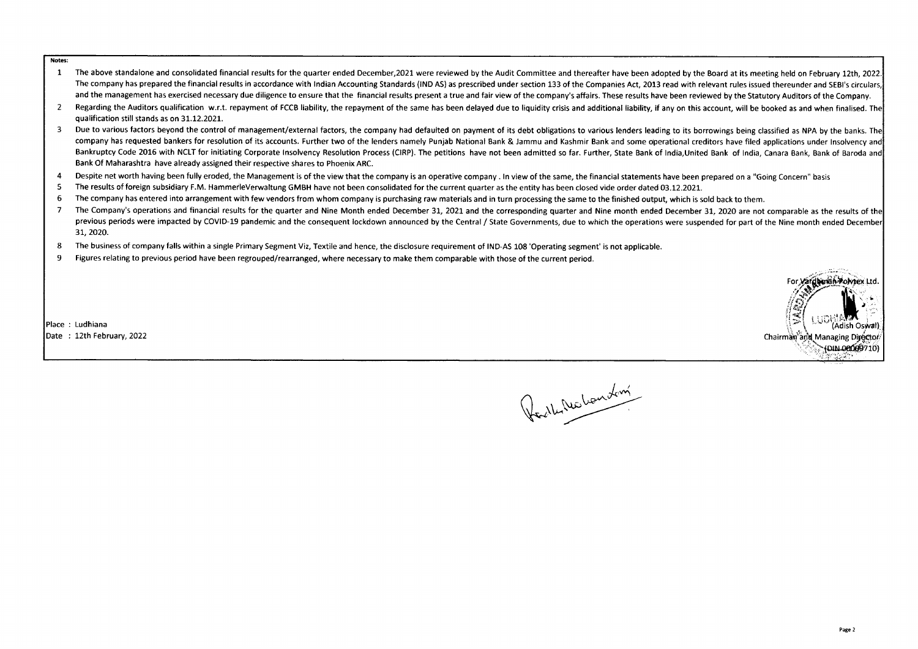**Notes:**

1. The above standalone and consolidated financial results for the quarter ended December,2021 were reviewed by the Audit Committee and thereafter have been adopted by the Board at its meeting held on February 12th, 2022. The company has prepared the financial results in accordance with Indian Accounting Standards (IND AS) as prescribed under section 133 of the Companies Act, 2013 read with relevant rules issued thereunder and SEBI's circulars, and the management has exercised necessary due diligence to ensure that the financial results present a true and fair view of the company's affairs. These results have been reviewed by the Statutory Auditors of the Company.
2. Regarding the Auditors qualification w.r.t. repayment of FCCB liability, the repayment of the same has been delayed due to liquidity crisis and additional liability, if any on this account, will be booked as and when finalised. The qualification still stands as on 31.12.2021.
3. Due to various factors beyond the control of management/external factors, the company had defaulted on payment of its debt obligations to various lenders leading to its borrowings being classified as NPA by the banks. The company has requested bankers for resolution of its accounts. Further two of the lenders namely Punjab National Bank & Jammu and Kashmir Bank and some operational creditors have filed applications under Insolvency and Bankruptcy Code 2016 with NCLT for initiating Corporate Insolvency Resolution Process (CIRP). The petitions have not been admitted so far. Further, State Bank of India,United Bank of India, Canara Bank, Bank of Baroda and Bank Of Maharashtra have already assigned their respective shares to Phoenix ARC.
4. Despite net worth having been fully eroded, the Management is of the view that the company is an operative company . In view of the same, the financial statements have been prepared on a "Going Concern" basis
5. The results of foreign subsidiary F.M. HammerleVerwaltung GMBH have not been consolidated for the current quarter as the entity has been closed vide order dated 03.12.2021.
6. The company has entered into arrangement with few vendors from whom company is purchasing raw materials and in turn processing the same to the finished output, which is sold back to them.
7. The Company's operations and financial results for the quarter and Nine Month ended December 31, 2021 and the corresponding quarter and Nine month ended December 31, 2020 are not comparable as the results of the previous periods were impacted by COVID-19 pandemic and the consequent lockdown announced by the Central / State Governments, due to which the operations were suspended for part of the Nine month ended December 31, 2020.
8. The business of company falls within a single Primary Segment Viz, Textile and hence, the disclosure requirement of IND-AS 108 'Operating segment' is not applicable.
9. Figures relating to previous period have been regrouped/rearranged, where necessary to make them comparable with those of the current period.

Place : Ludhiana
Date : 12th February, 2022

For Vardhman Polytex Ltd.

(Adish Oswal)
Chairman and Managing Director
(DIN 00009710)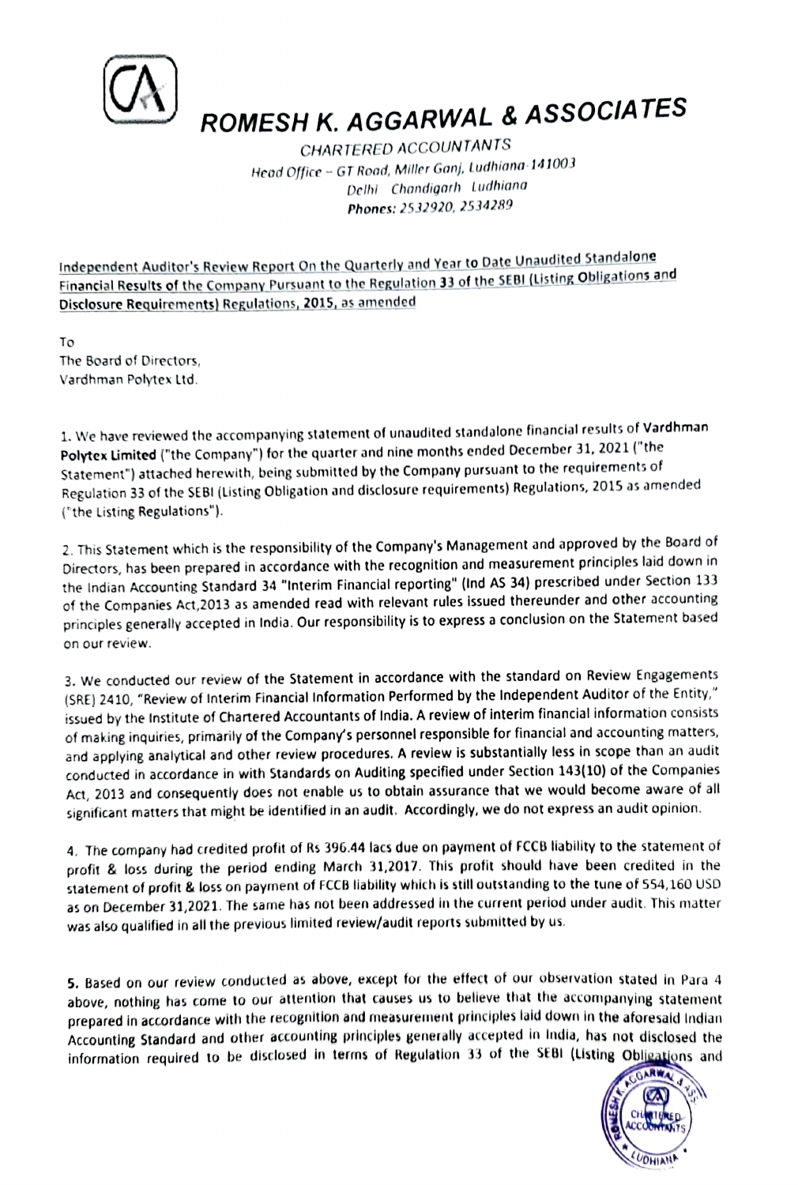# ROMESH K. AGGARWAL & ASSOCIATES

CHARTERED ACCOUNTANTS

Head Office – GT Road, Miller Ganj, Ludhiana-141003

Delhi Chandigarh Ludhiana

**Phones:** 2532920, 2534289

**Independent Auditor's Review Report On the Quarterly and Year to Date Unaudited Standalone Financial Results of the Company Pursuant to the Regulation 33 of the SEBI (Listing Obligations and Disclosure Requirements) Regulations, 2015, as amended**

To

The Board of Directors,

Vardhman Polytex Ltd.

1. We have reviewed the accompanying statement of unaudited standalone financial results of **Vardhman Polytex Limited** ("the Company") for the quarter and nine months ended December 31, 2021 ("the Statement") attached herewith, being submitted by the Company pursuant to the requirements of Regulation 33 of the SEBI (Listing Obligation and disclosure requirements) Regulations, 2015 as amended ("the Listing Regulations").

2. This Statement which is the responsibility of the Company's Management and approved by the Board of Directors, has been prepared in accordance with the recognition and measurement principles laid down in the Indian Accounting Standard 34 "Interim Financial reporting" (Ind AS 34) prescribed under Section 133 of the Companies Act,2013 as amended read with relevant rules issued thereunder and other accounting principles generally accepted in India. Our responsibility is to express a conclusion on the Statement based on our review.

3. We conducted our review of the Statement in accordance with the standard on Review Engagements (SRE) 2410, "Review of Interim Financial Information Performed by the Independent Auditor of the Entity," issued by the Institute of Chartered Accountants of India. A review of interim financial information consists of making inquiries, primarily of the Company's personnel responsible for financial and accounting matters, and applying analytical and other review procedures. A review is substantially less in scope than an audit conducted in accordance in with Standards on Auditing specified under Section 143(10) of the Companies Act, 2013 and consequently does not enable us to obtain assurance that we would become aware of all significant matters that might be identified in an audit. Accordingly, we do not express an audit opinion.

4. The company had credited profit of Rs 396.44 lacs due on payment of FCCB liability to the statement of profit & loss during the period ending March 31,2017. This profit should have been credited in the statement of profit & loss on payment of FCCB liability which is still outstanding to the tune of 554,160 USD as on December 31,2021. The same has not been addressed in the current period under audit. This matter was also qualified in all the previous limited review/audit reports submitted by us.

**5.** Based on our review conducted as above, except for the effect of our observation stated in Para 4 above, nothing has come to our attention that causes us to believe that the accompanying statement prepared in accordance with the recognition and measurement principles laid down in the aforesaid Indian Accounting Standard and other accounting principles generally accepted in India, has not disclosed the information required to be disclosed in terms of Regulation 33 of the SEBI (Listing Obligations and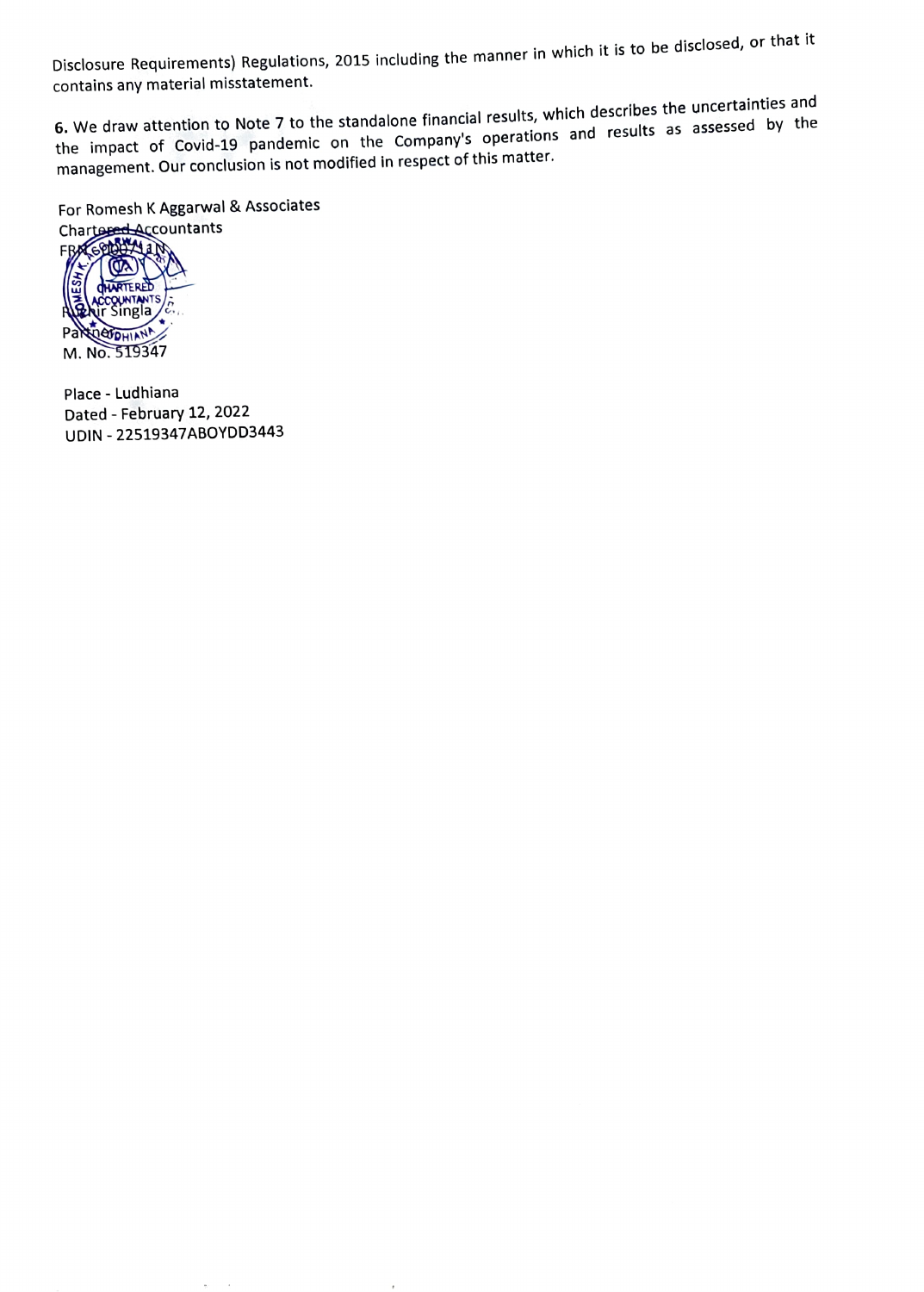Disclosure Requirements) Regulations, 2015 including the manner in which it is to be disclosed, or that it contains any material misstatement.

**6.** We draw attention to Note 7 to the standalone financial results, which describes the uncertainties and the impact of Covid-19 pandemic on the Company's operations and results as assessed by the management. Our conclusion is not modified in respect of this matter.

For Romesh K Aggarwal & Associates
Chartered Accountants
FRN 000711N

Ruchir Singla
Partner
M. No. 519347

Place - Ludhiana
Dated - February 12, 2022
UDIN - 22519347ABOYDD3443